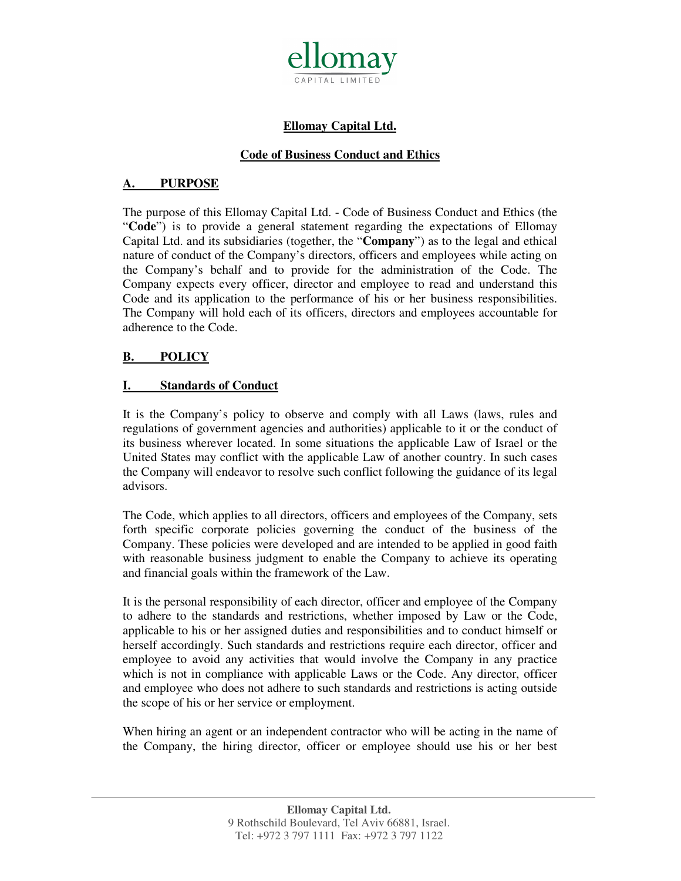# Ellomay Capital Ltd.

## Code of Business Conduct and Ethics

## A. PURPOSE

The purpose of this Ellomay Capital Ltd. - Code of Business Conduct and Ethics (the "**Code**") is to provide a general statement regarding the expectations of Ellomay Capital Ltd. and its subsidiaries (together, the "**Company**") as to the legal and ethical nature of conduct of the Company's directors, officers and employees while acting on the Company's behalf and to provide for the administration of the Code. The Company expects every officer, director and employee to read and understand this Code and its application to the performance of his or her business responsibilities. The Company will hold each of its officers, directors and employees accountable for adherence to the Code.

## B. POLICY

### I. Standards of Conduct

It is the Company's policy to observe and comply with all Laws (laws, rules and regulations of government agencies and authorities) applicable to it or the conduct of its business wherever located. In some situations the applicable Law of Israel or the United States may conflict with the applicable Law of another country. In such cases the Company will endeavor to resolve such conflict following the guidance of its legal advisors.

The Code, which applies to all directors, officers and employees of the Company, sets forth specific corporate policies governing the conduct of the business of the Company. These policies were developed and are intended to be applied in good faith with reasonable business judgment to enable the Company to achieve its operating and financial goals within the framework of the Law.

It is the personal responsibility of each director, officer and employee of the Company to adhere to the standards and restrictions, whether imposed by Law or the Code, applicable to his or her assigned duties and responsibilities and to conduct himself or herself accordingly. Such standards and restrictions require each director, officer and employee to avoid any activities that would involve the Company in any practice which is not in compliance with applicable Laws or the Code. Any director, officer and employee who does not adhere to such standards and restrictions is acting outside the scope of his or her service or employment.

When hiring an agent or an independent contractor who will be acting in the name of the Company, the hiring director, officer or employee should use his or her best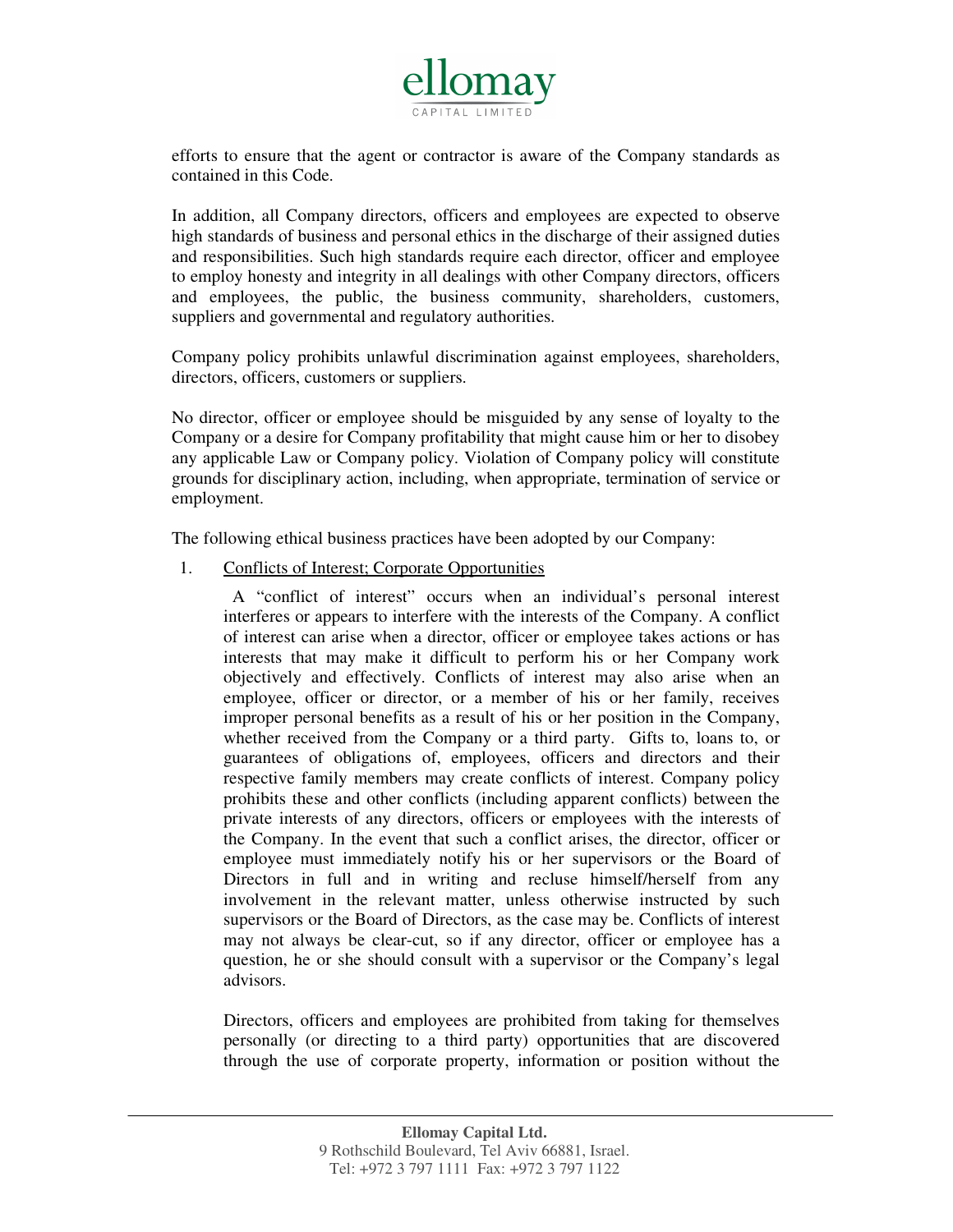efforts to ensure that the agent or contractor is aware of the Company standards as contained in this Code.

In addition, all Company directors, officers and employees are expected to observe high standards of business and personal ethics in the discharge of their assigned duties and responsibilities. Such high standards require each director, officer and employee to employ honesty and integrity in all dealings with other Company directors, officers and employees, the public, the business community, shareholders, customers, suppliers and governmental and regulatory authorities.

Company policy prohibits unlawful discrimination against employees, shareholders, directors, officers, customers or suppliers.

No director, officer or employee should be misguided by any sense of loyalty to the Company or a desire for Company profitability that might cause him or her to disobey any applicable Law or Company policy. Violation of Company policy will constitute grounds for disciplinary action, including, when appropriate, termination of service or employment.

The following ethical business practices have been adopted by our Company:

1. Conflicts of Interest; Corporate Opportunities

   A "conflict of interest" occurs when an individual's personal interest interferes or appears to interfere with the interests of the Company. A conflict of interest can arise when a director, officer or employee takes actions or has interests that may make it difficult to perform his or her Company work objectively and effectively. Conflicts of interest may also arise when an employee, officer or director, or a member of his or her family, receives improper personal benefits as a result of his or her position in the Company, whether received from the Company or a third party. Gifts to, loans to, or guarantees of obligations of, employees, officers and directors and their respective family members may create conflicts of interest. Company policy prohibits these and other conflicts (including apparent conflicts) between the private interests of any directors, officers or employees with the interests of the Company. In the event that such a conflict arises, the director, officer or employee must immediately notify his or her supervisors or the Board of Directors in full and in writing and recluse himself/herself from any involvement in the relevant matter, unless otherwise instructed by such supervisors or the Board of Directors, as the case may be. Conflicts of interest may not always be clear-cut, so if any director, officer or employee has a question, he or she should consult with a supervisor or the Company's legal advisors.

   Directors, officers and employees are prohibited from taking for themselves personally (or directing to a third party) opportunities that are discovered through the use of corporate property, information or position without the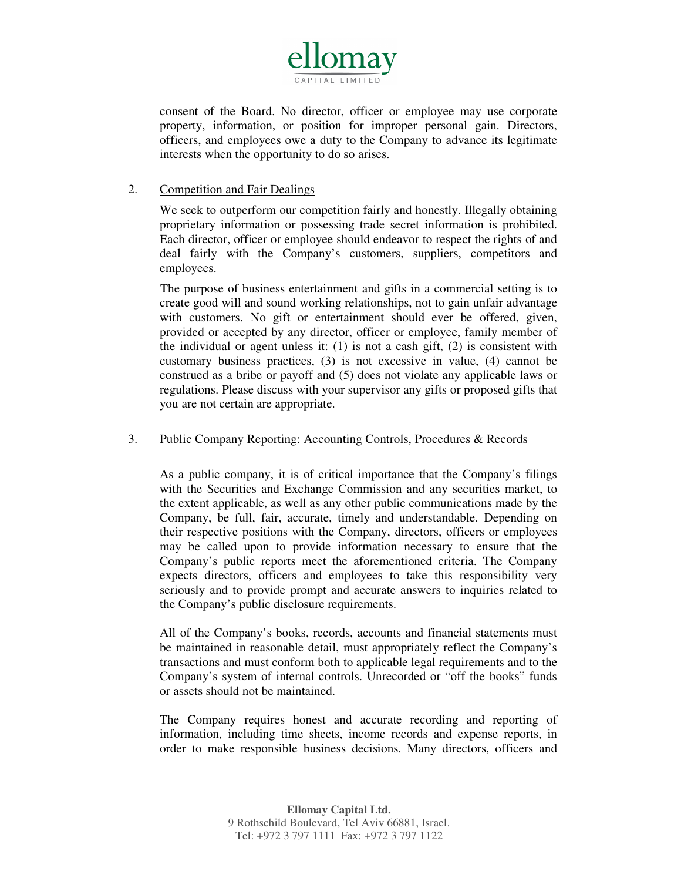consent of the Board. No director, officer or employee may use corporate property, information, or position for improper personal gain. Directors, officers, and employees owe a duty to the Company to advance its legitimate interests when the opportunity to do so arises.

2. <u>Competition and Fair Dealings</u>

We seek to outperform our competition fairly and honestly. Illegally obtaining proprietary information or possessing trade secret information is prohibited. Each director, officer or employee should endeavor to respect the rights of and deal fairly with the Company's customers, suppliers, competitors and employees.

The purpose of business entertainment and gifts in a commercial setting is to create good will and sound working relationships, not to gain unfair advantage with customers. No gift or entertainment should ever be offered, given, provided or accepted by any director, officer or employee, family member of the individual or agent unless it: (1) is not a cash gift, (2) is consistent with customary business practices, (3) is not excessive in value, (4) cannot be construed as a bribe or payoff and (5) does not violate any applicable laws or regulations. Please discuss with your supervisor any gifts or proposed gifts that you are not certain are appropriate.

3. <u>Public Company Reporting: Accounting Controls, Procedures & Records</u>

As a public company, it is of critical importance that the Company's filings with the Securities and Exchange Commission and any securities market, to the extent applicable, as well as any other public communications made by the Company, be full, fair, accurate, timely and understandable. Depending on their respective positions with the Company, directors, officers or employees may be called upon to provide information necessary to ensure that the Company's public reports meet the aforementioned criteria. The Company expects directors, officers and employees to take this responsibility very seriously and to provide prompt and accurate answers to inquiries related to the Company's public disclosure requirements.

All of the Company's books, records, accounts and financial statements must be maintained in reasonable detail, must appropriately reflect the Company's transactions and must conform both to applicable legal requirements and to the Company's system of internal controls. Unrecorded or "off the books" funds or assets should not be maintained.

The Company requires honest and accurate recording and reporting of information, including time sheets, income records and expense reports, in order to make responsible business decisions. Many directors, officers and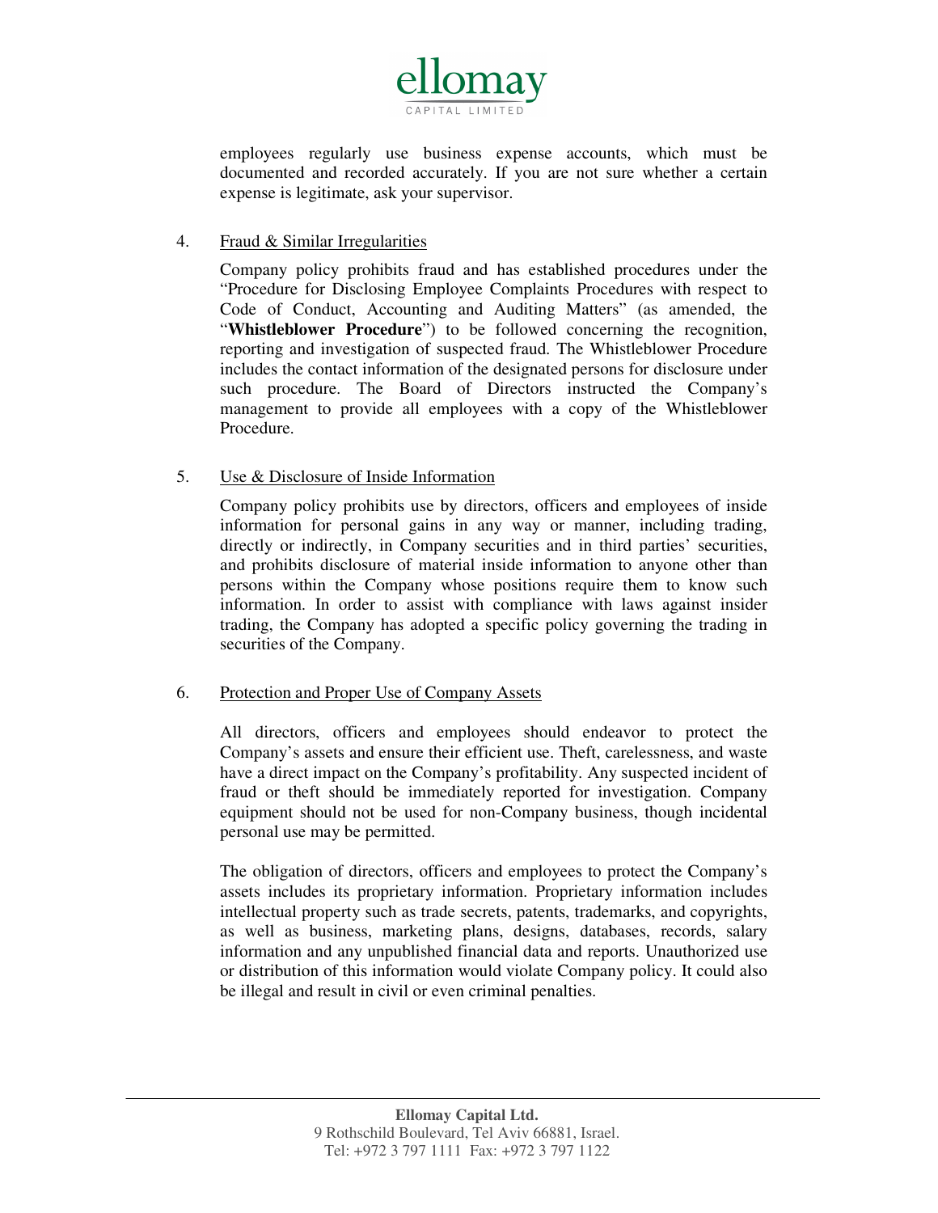employees regularly use business expense accounts, which must be documented and recorded accurately. If you are not sure whether a certain expense is legitimate, ask your supervisor.

4. Fraud & Similar Irregularities

Company policy prohibits fraud and has established procedures under the "Procedure for Disclosing Employee Complaints Procedures with respect to Code of Conduct, Accounting and Auditing Matters" (as amended, the "**Whistleblower Procedure**") to be followed concerning the recognition, reporting and investigation of suspected fraud. The Whistleblower Procedure includes the contact information of the designated persons for disclosure under such procedure. The Board of Directors instructed the Company's management to provide all employees with a copy of the Whistleblower Procedure.

5. Use & Disclosure of Inside Information

Company policy prohibits use by directors, officers and employees of inside information for personal gains in any way or manner, including trading, directly or indirectly, in Company securities and in third parties' securities, and prohibits disclosure of material inside information to anyone other than persons within the Company whose positions require them to know such information. In order to assist with compliance with laws against insider trading, the Company has adopted a specific policy governing the trading in securities of the Company.

6. Protection and Proper Use of Company Assets

All directors, officers and employees should endeavor to protect the Company's assets and ensure their efficient use. Theft, carelessness, and waste have a direct impact on the Company's profitability. Any suspected incident of fraud or theft should be immediately reported for investigation. Company equipment should not be used for non-Company business, though incidental personal use may be permitted.

The obligation of directors, officers and employees to protect the Company's assets includes its proprietary information. Proprietary information includes intellectual property such as trade secrets, patents, trademarks, and copyrights, as well as business, marketing plans, designs, databases, records, salary information and any unpublished financial data and reports. Unauthorized use or distribution of this information would violate Company policy. It could also be illegal and result in civil or even criminal penalties.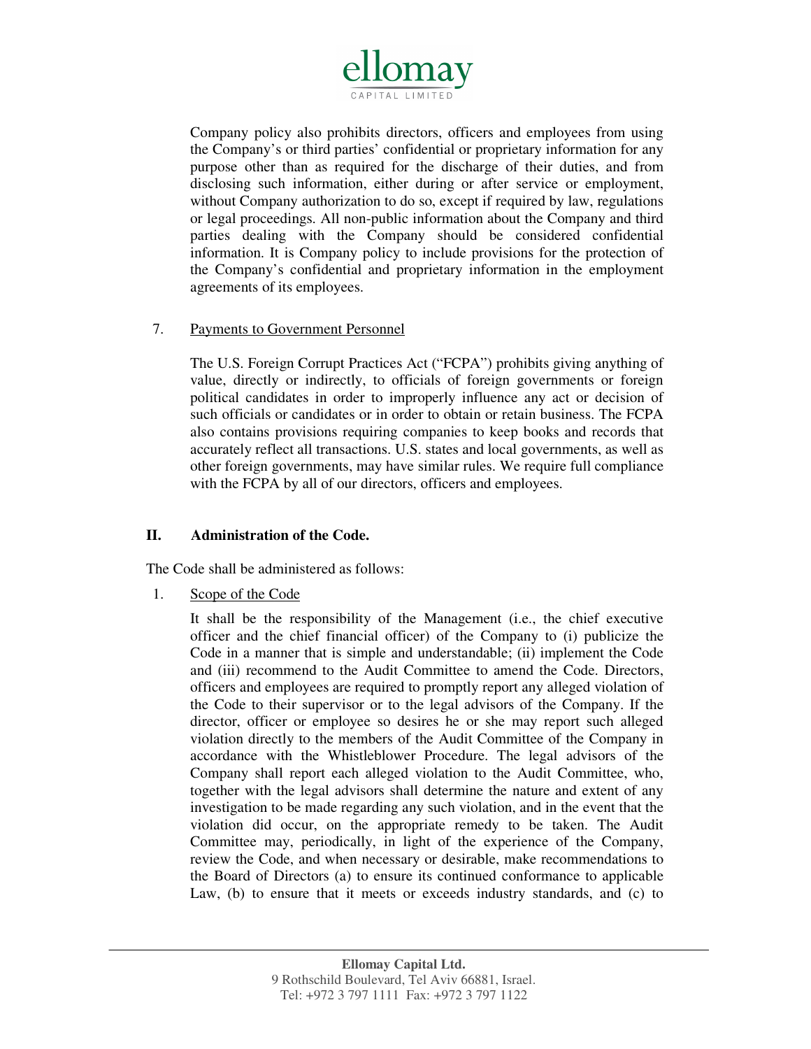Company policy also prohibits directors, officers and employees from using the Company's or third parties' confidential or proprietary information for any purpose other than as required for the discharge of their duties, and from disclosing such information, either during or after service or employment, without Company authorization to do so, except if required by law, regulations or legal proceedings. All non-public information about the Company and third parties dealing with the Company should be considered confidential information. It is Company policy to include provisions for the protection of the Company's confidential and proprietary information in the employment agreements of its employees.

7. Payments to Government Personnel

The U.S. Foreign Corrupt Practices Act ("FCPA") prohibits giving anything of value, directly or indirectly, to officials of foreign governments or foreign political candidates in order to improperly influence any act or decision of such officials or candidates or in order to obtain or retain business. The FCPA also contains provisions requiring companies to keep books and records that accurately reflect all transactions. U.S. states and local governments, as well as other foreign governments, may have similar rules. We require full compliance with the FCPA by all of our directors, officers and employees.

## II. Administration of the Code.

The Code shall be administered as follows:

1. Scope of the Code

It shall be the responsibility of the Management (i.e., the chief executive officer and the chief financial officer) of the Company to (i) publicize the Code in a manner that is simple and understandable; (ii) implement the Code and (iii) recommend to the Audit Committee to amend the Code. Directors, officers and employees are required to promptly report any alleged violation of the Code to their supervisor or to the legal advisors of the Company. If the director, officer or employee so desires he or she may report such alleged violation directly to the members of the Audit Committee of the Company in accordance with the Whistleblower Procedure. The legal advisors of the Company shall report each alleged violation to the Audit Committee, who, together with the legal advisors shall determine the nature and extent of any investigation to be made regarding any such violation, and in the event that the violation did occur, on the appropriate remedy to be taken. The Audit Committee may, periodically, in light of the experience of the Company, review the Code, and when necessary or desirable, make recommendations to the Board of Directors (a) to ensure its continued conformance to applicable Law, (b) to ensure that it meets or exceeds industry standards, and (c) to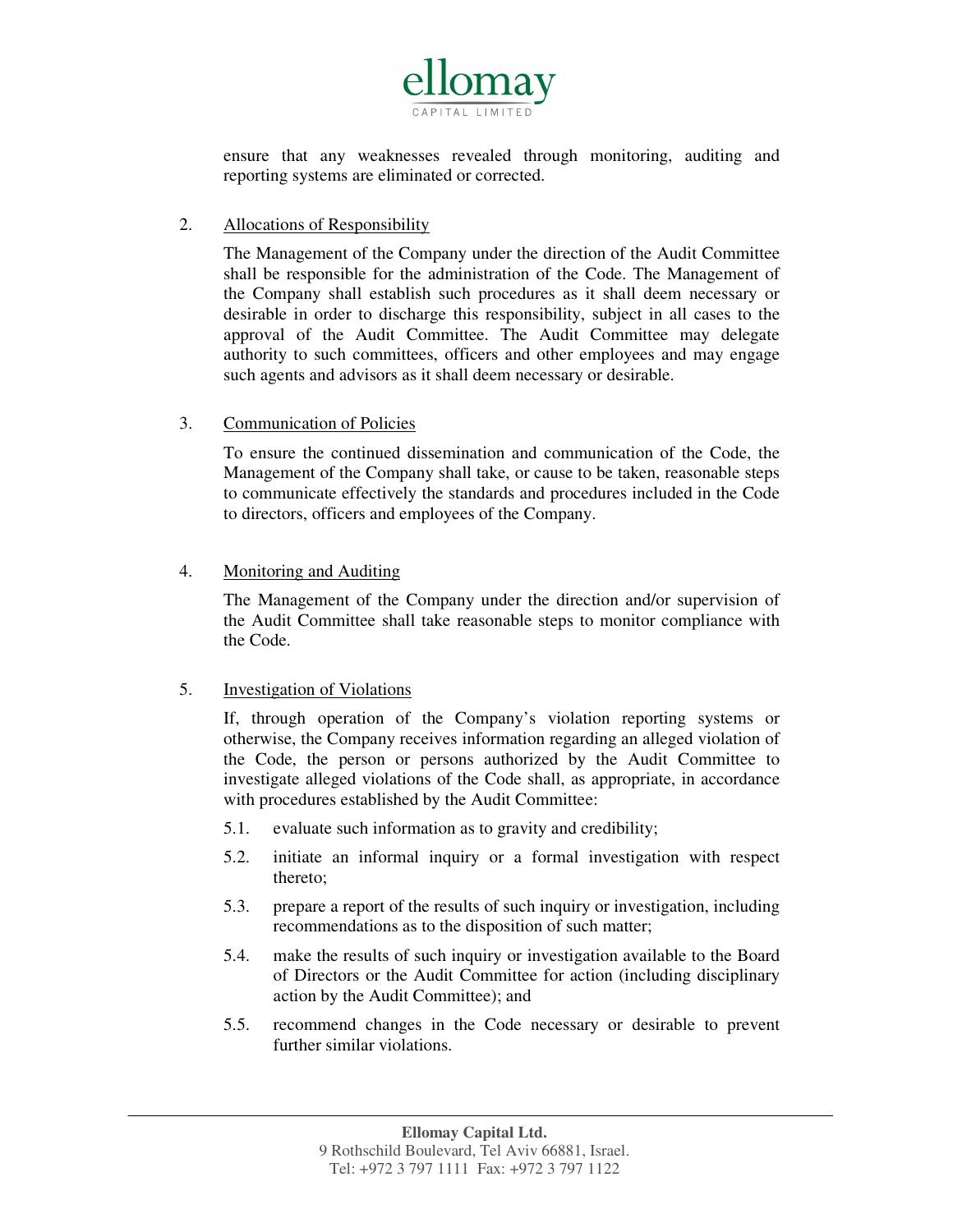ensure that any weaknesses revealed through monitoring, auditing and reporting systems are eliminated or corrected.

2. Allocations of Responsibility

   The Management of the Company under the direction of the Audit Committee shall be responsible for the administration of the Code. The Management of the Company shall establish such procedures as it shall deem necessary or desirable in order to discharge this responsibility, subject in all cases to the approval of the Audit Committee. The Audit Committee may delegate authority to such committees, officers and other employees and may engage such agents and advisors as it shall deem necessary or desirable.

3. Communication of Policies

   To ensure the continued dissemination and communication of the Code, the Management of the Company shall take, or cause to be taken, reasonable steps to communicate effectively the standards and procedures included in the Code to directors, officers and employees of the Company.

4. Monitoring and Auditing

   The Management of the Company under the direction and/or supervision of the Audit Committee shall take reasonable steps to monitor compliance with the Code.

5. Investigation of Violations

   If, through operation of the Company's violation reporting systems or otherwise, the Company receives information regarding an alleged violation of the Code, the person or persons authorized by the Audit Committee to investigate alleged violations of the Code shall, as appropriate, in accordance with procedures established by the Audit Committee:

   5.1. evaluate such information as to gravity and credibility;

   5.2. initiate an informal inquiry or a formal investigation with respect thereto;

   5.3. prepare a report of the results of such inquiry or investigation, including recommendations as to the disposition of such matter;

   5.4. make the results of such inquiry or investigation available to the Board of Directors or the Audit Committee for action (including disciplinary action by the Audit Committee); and

   5.5. recommend changes in the Code necessary or desirable to prevent further similar violations.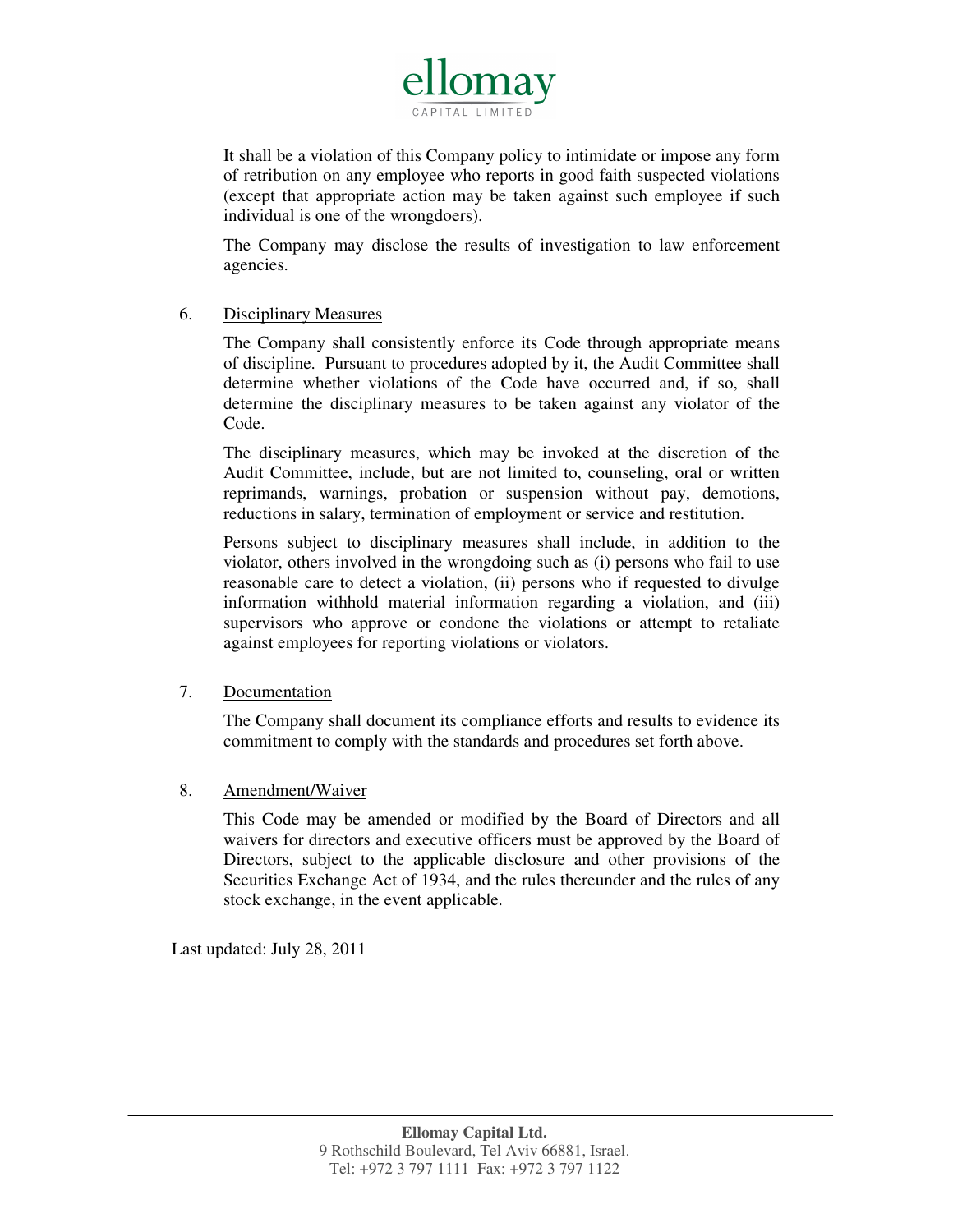It shall be a violation of this Company policy to intimidate or impose any form of retribution on any employee who reports in good faith suspected violations (except that appropriate action may be taken against such employee if such individual is one of the wrongdoers).

The Company may disclose the results of investigation to law enforcement agencies.

6. Disciplinary Measures

The Company shall consistently enforce its Code through appropriate means of discipline. Pursuant to procedures adopted by it, the Audit Committee shall determine whether violations of the Code have occurred and, if so, shall determine the disciplinary measures to be taken against any violator of the Code.

The disciplinary measures, which may be invoked at the discretion of the Audit Committee, include, but are not limited to, counseling, oral or written reprimands, warnings, probation or suspension without pay, demotions, reductions in salary, termination of employment or service and restitution.

Persons subject to disciplinary measures shall include, in addition to the violator, others involved in the wrongdoing such as (i) persons who fail to use reasonable care to detect a violation, (ii) persons who if requested to divulge information withhold material information regarding a violation, and (iii) supervisors who approve or condone the violations or attempt to retaliate against employees for reporting violations or violators.

7. Documentation

The Company shall document its compliance efforts and results to evidence its commitment to comply with the standards and procedures set forth above.

8. Amendment/Waiver

This Code may be amended or modified by the Board of Directors and all waivers for directors and executive officers must be approved by the Board of Directors, subject to the applicable disclosure and other provisions of the Securities Exchange Act of 1934, and the rules thereunder and the rules of any stock exchange, in the event applicable.

Last updated: July 28, 2011